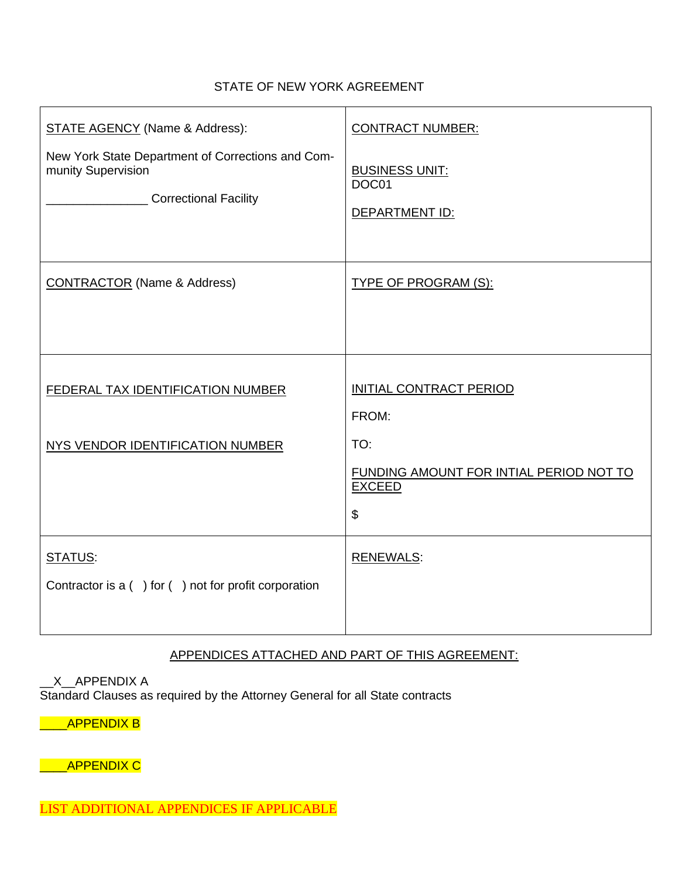STATE OF NEW YORK AGREEMENT

| STATE AGENCY (Name & Address):<br><br>New York State Department of Corrections and Community Supervision<br><br>_______________ Correctional Facility | CONTRACT NUMBER:<br><br>BUSINESS UNIT:<br>DOC01<br><br>DEPARTMENT ID: |
|---|---|
| CONTRACTOR (Name & Address) | TYPE OF PROGRAM (S): |
| FEDERAL TAX IDENTIFICATION NUMBER<br><br>NYS VENDOR IDENTIFICATION NUMBER | INITIAL CONTRACT PERIOD<br><br>FROM:<br><br>TO:<br><br>FUNDING AMOUNT FOR INTIAL PERIOD NOT TO EXCEED<br><br>$ |
| STATUS:<br><br>Contractor is a ( ) for ( ) not for profit corporation | RENEWALS: |

APPENDICES ATTACHED AND PART OF THIS AGREEMENT:

__X__APPENDIX A
Standard Clauses as required by the Attorney General for all State contracts

____APPENDIX B

____APPENDIX C

LIST ADDITIONAL APPENDICES IF APPLICABLE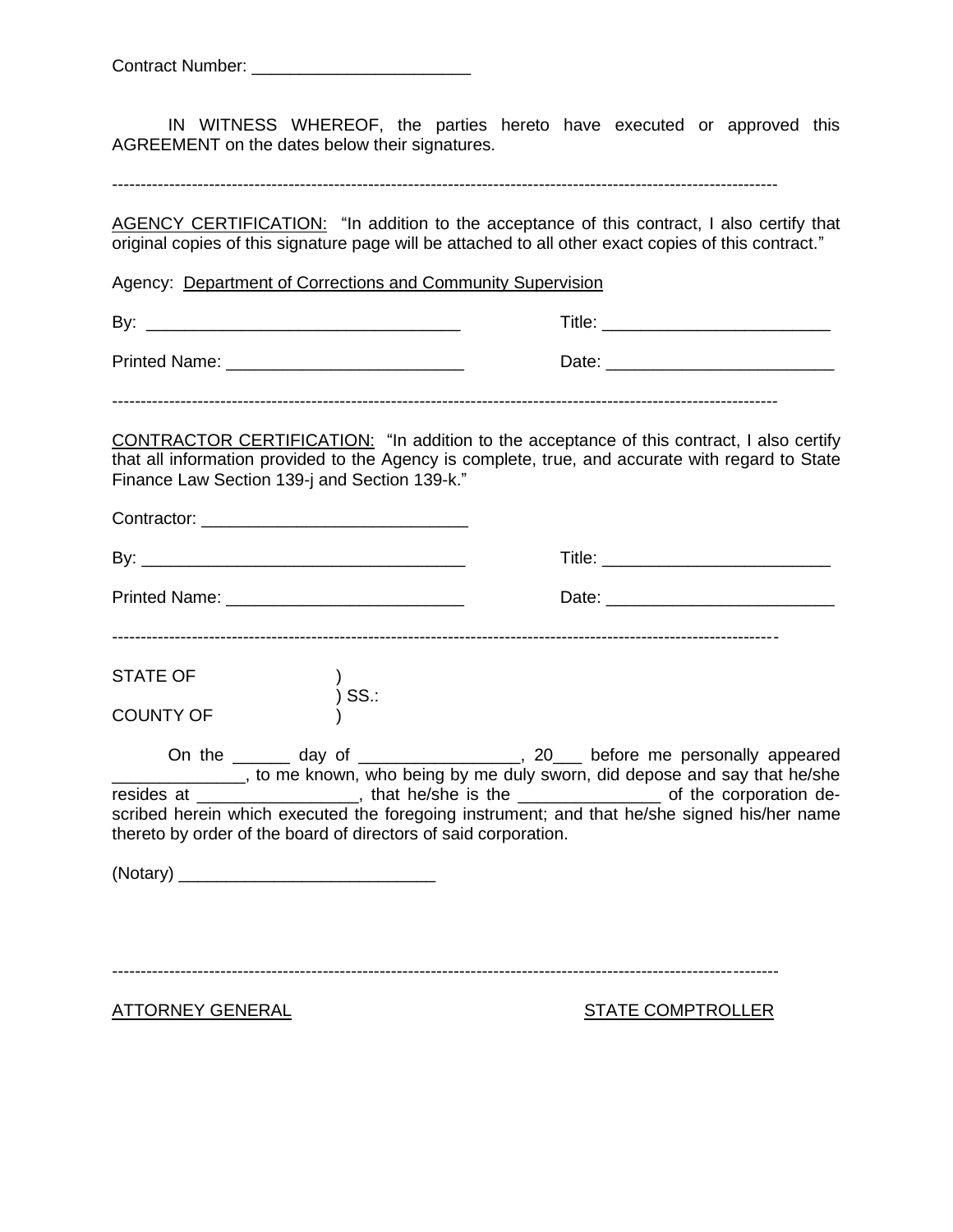Contract Number: _______________________

IN WITNESS WHEREOF, the parties hereto have executed or approved this AGREEMENT on the dates below their signatures.

---

AGENCY CERTIFICATION: "In addition to the acceptance of this contract, I also certify that original copies of this signature page will be attached to all other exact copies of this contract."

Agency: Department of Corrections and Community Supervision

By: _________________________________ Title: ________________________

Printed Name: _________________________ Date: ________________________

---

CONTRACTOR CERTIFICATION: "In addition to the acceptance of this contract, I also certify that all information provided to the Agency is complete, true, and accurate with regard to State Finance Law Section 139-j and Section 139-k."

Contractor: ____________________________

By: __________________________________ Title: ________________________

Printed Name: _________________________ Date: ________________________

---

STATE OF )
) SS.:
COUNTY OF )

On the ______ day of ________________, 20___ before me personally appeared ______________, to me known, who being by me duly sworn, did depose and say that he/she resides at ________________, that he/she is the _______________ of the corporation described herein which executed the foregoing instrument; and that he/she signed his/her name thereto by order of the board of directors of said corporation.

(Notary) ___________________________

---

ATTORNEY GENERAL STATE COMPTROLLER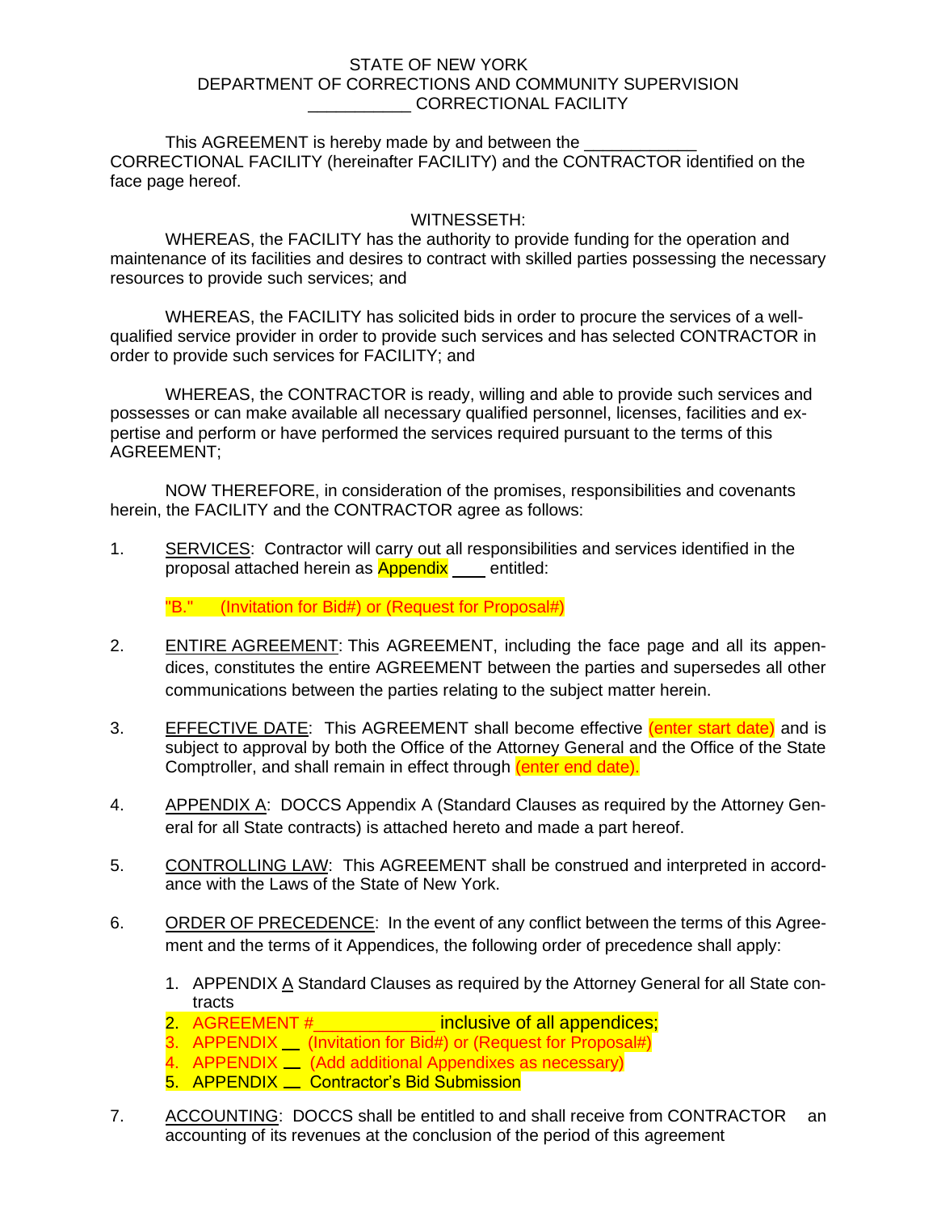STATE OF NEW YORK
DEPARTMENT OF CORRECTIONS AND COMMUNITY SUPERVISION
___________ CORRECTIONAL FACILITY

This AGREEMENT is hereby made by and between the ____________ CORRECTIONAL FACILITY (hereinafter FACILITY) and the CONTRACTOR identified on the face page hereof.

WITNESSETH:

WHEREAS, the FACILITY has the authority to provide funding for the operation and maintenance of its facilities and desires to contract with skilled parties possessing the necessary resources to provide such services; and

WHEREAS, the FACILITY has solicited bids in order to procure the services of a well-qualified service provider in order to provide such services and has selected CONTRACTOR in order to provide such services for FACILITY; and

WHEREAS, the CONTRACTOR is ready, willing and able to provide such services and possesses or can make available all necessary qualified personnel, licenses, facilities and expertise and perform or have performed the services required pursuant to the terms of this AGREEMENT;

NOW THEREFORE, in consideration of the promises, responsibilities and covenants herein, the FACILITY and the CONTRACTOR agree as follows:

1. SERVICES: Contractor will carry out all responsibilities and services identified in the proposal attached herein as Appendix ____ entitled:

   "B." (Invitation for Bid#) or (Request for Proposal#)

2. ENTIRE AGREEMENT: This AGREEMENT, including the face page and all its appendices, constitutes the entire AGREEMENT between the parties and supersedes all other communications between the parties relating to the subject matter herein.

3. EFFECTIVE DATE: This AGREEMENT shall become effective (enter start date) and is subject to approval by both the Office of the Attorney General and the Office of the State Comptroller, and shall remain in effect through (enter end date).

4. APPENDIX A: DOCCS Appendix A (Standard Clauses as required by the Attorney General for all State contracts) is attached hereto and made a part hereof.

5. CONTROLLING LAW: This AGREEMENT shall be construed and interpreted in accordance with the Laws of the State of New York.

6. ORDER OF PRECEDENCE: In the event of any conflict between the terms of this Agreement and the terms of it Appendices, the following order of precedence shall apply:

   1. APPENDIX A Standard Clauses as required by the Attorney General for all State contracts
   2. AGREEMENT #____________ inclusive of all appendices;
   3. APPENDIX __ (Invitation for Bid#) or (Request for Proposal#)
   4. APPENDIX __ (Add additional Appendixes as necessary)
   5. APPENDIX __ Contractor's Bid Submission

7. ACCOUNTING: DOCCS shall be entitled to and shall receive from CONTRACTOR an accounting of its revenues at the conclusion of the period of this agreement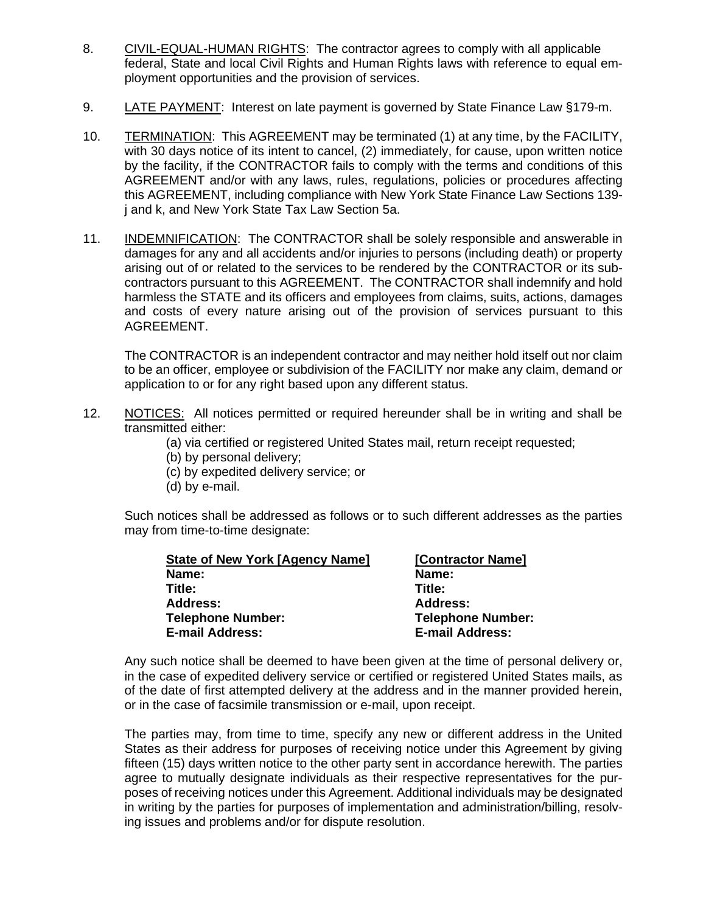8. CIVIL-EQUAL-HUMAN RIGHTS: The contractor agrees to comply with all applicable federal, State and local Civil Rights and Human Rights laws with reference to equal employment opportunities and the provision of services.

9. LATE PAYMENT: Interest on late payment is governed by State Finance Law §179-m.

10. TERMINATION: This AGREEMENT may be terminated (1) at any time, by the FACILITY, with 30 days notice of its intent to cancel, (2) immediately, for cause, upon written notice by the facility, if the CONTRACTOR fails to comply with the terms and conditions of this AGREEMENT and/or with any laws, rules, regulations, policies or procedures affecting this AGREEMENT, including compliance with New York State Finance Law Sections 139-j and k, and New York State Tax Law Section 5a.

11. INDEMNIFICATION: The CONTRACTOR shall be solely responsible and answerable in damages for any and all accidents and/or injuries to persons (including death) or property arising out of or related to the services to be rendered by the CONTRACTOR or its subcontractors pursuant to this AGREEMENT. The CONTRACTOR shall indemnify and hold harmless the STATE and its officers and employees from claims, suits, actions, damages and costs of every nature arising out of the provision of services pursuant to this AGREEMENT.

    The CONTRACTOR is an independent contractor and may neither hold itself out nor claim to be an officer, employee or subdivision of the FACILITY nor make any claim, demand or application to or for any right based upon any different status.

12. NOTICES: All notices permitted or required hereunder shall be in writing and shall be transmitted either:
    - (a) via certified or registered United States mail, return receipt requested;
    - (b) by personal delivery;
    - (c) by expedited delivery service; or
    - (d) by e-mail.

    Such notices shall be addressed as follows or to such different addresses as the parties may from time-to-time designate:

| **State of New York [Agency Name]** | **[Contractor Name]** |
|---|---|
| **Name:** | **Name:** |
| **Title:** | **Title:** |
| **Address:** | **Address:** |
| **Telephone Number:** | **Telephone Number:** |
| **E-mail Address:** | **E-mail Address:** |

Any such notice shall be deemed to have been given at the time of personal delivery or, in the case of expedited delivery service or certified or registered United States mails, as of the date of first attempted delivery at the address and in the manner provided herein, or in the case of facsimile transmission or e-mail, upon receipt.

The parties may, from time to time, specify any new or different address in the United States as their address for purposes of receiving notice under this Agreement by giving fifteen (15) days written notice to the other party sent in accordance herewith. The parties agree to mutually designate individuals as their respective representatives for the purposes of receiving notices under this Agreement. Additional individuals may be designated in writing by the parties for purposes of implementation and administration/billing, resolving issues and problems and/or for dispute resolution.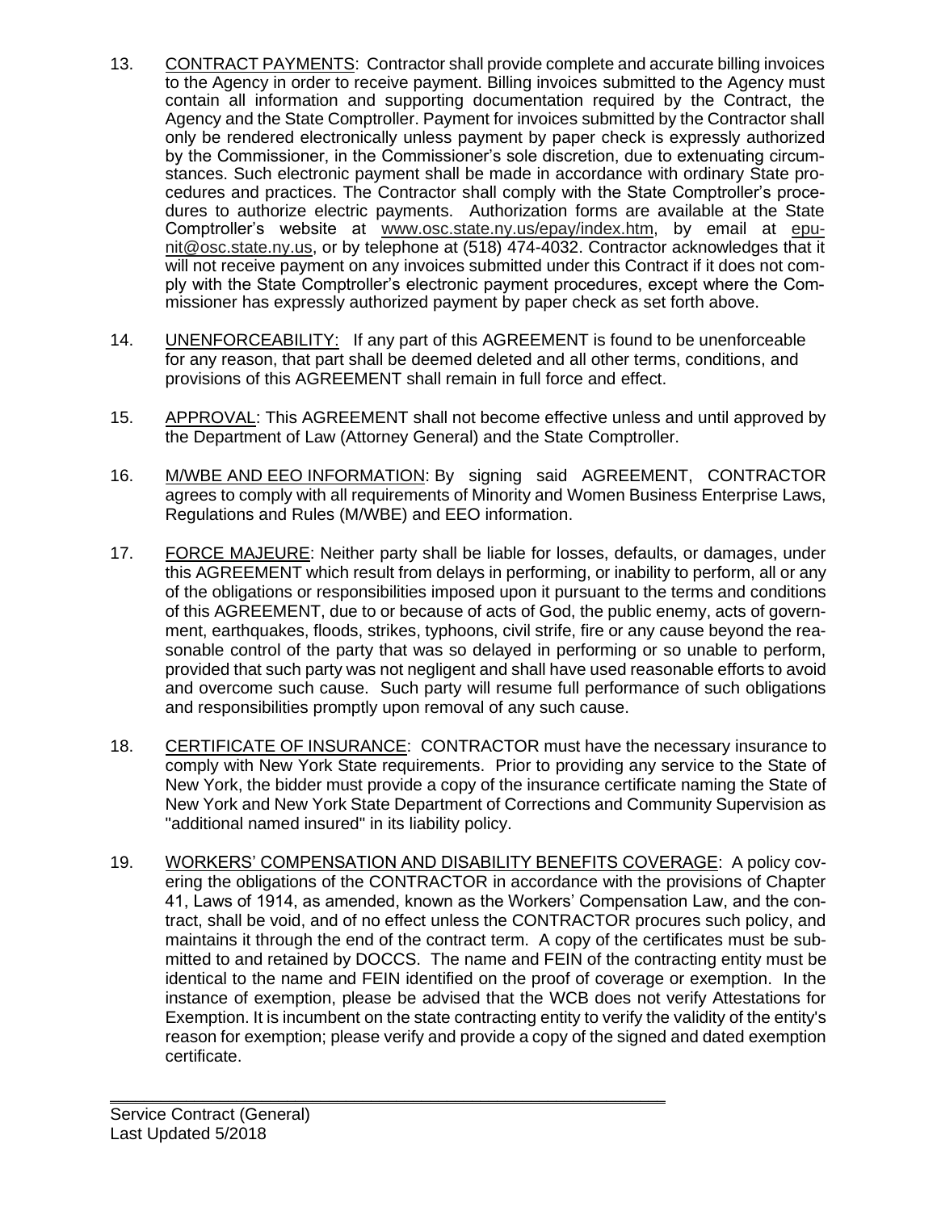13. CONTRACT PAYMENTS: Contractor shall provide complete and accurate billing invoices to the Agency in order to receive payment. Billing invoices submitted to the Agency must contain all information and supporting documentation required by the Contract, the Agency and the State Comptroller. Payment for invoices submitted by the Contractor shall only be rendered electronically unless payment by paper check is expressly authorized by the Commissioner, in the Commissioner's sole discretion, due to extenuating circumstances. Such electronic payment shall be made in accordance with ordinary State procedures and practices. The Contractor shall comply with the State Comptroller's procedures to authorize electric payments. Authorization forms are available at the State Comptroller's website at www.osc.state.ny.us/epay/index.htm, by email at epunit@osc.state.ny.us, or by telephone at (518) 474-4032. Contractor acknowledges that it will not receive payment on any invoices submitted under this Contract if it does not comply with the State Comptroller's electronic payment procedures, except where the Commissioner has expressly authorized payment by paper check as set forth above.

14. UNENFORCEABILITY: If any part of this AGREEMENT is found to be unenforceable for any reason, that part shall be deemed deleted and all other terms, conditions, and provisions of this AGREEMENT shall remain in full force and effect.

15. APPROVAL: This AGREEMENT shall not become effective unless and until approved by the Department of Law (Attorney General) and the State Comptroller.

16. M/WBE AND EEO INFORMATION: By signing said AGREEMENT, CONTRACTOR agrees to comply with all requirements of Minority and Women Business Enterprise Laws, Regulations and Rules (M/WBE) and EEO information.

17. FORCE MAJEURE: Neither party shall be liable for losses, defaults, or damages, under this AGREEMENT which result from delays in performing, or inability to perform, all or any of the obligations or responsibilities imposed upon it pursuant to the terms and conditions of this AGREEMENT, due to or because of acts of God, the public enemy, acts of government, earthquakes, floods, strikes, typhoons, civil strife, fire or any cause beyond the reasonable control of the party that was so delayed in performing or so unable to perform, provided that such party was not negligent and shall have used reasonable efforts to avoid and overcome such cause. Such party will resume full performance of such obligations and responsibilities promptly upon removal of any such cause.

18. CERTIFICATE OF INSURANCE: CONTRACTOR must have the necessary insurance to comply with New York State requirements. Prior to providing any service to the State of New York, the bidder must provide a copy of the insurance certificate naming the State of New York and New York State Department of Corrections and Community Supervision as "additional named insured" in its liability policy.

19. WORKERS' COMPENSATION AND DISABILITY BENEFITS COVERAGE: A policy covering the obligations of the CONTRACTOR in accordance with the provisions of Chapter 41, Laws of 1914, as amended, known as the Workers' Compensation Law, and the contract, shall be void, and of no effect unless the CONTRACTOR procures such policy, and maintains it through the end of the contract term. A copy of the certificates must be submitted to and retained by DOCCS. The name and FEIN of the contracting entity must be identical to the name and FEIN identified on the proof of coverage or exemption. In the instance of exemption, please be advised that the WCB does not verify Attestations for Exemption. It is incumbent on the state contracting entity to verify the validity of the entity's reason for exemption; please verify and provide a copy of the signed and dated exemption certificate.

Service Contract (General)
Last Updated 5/2018